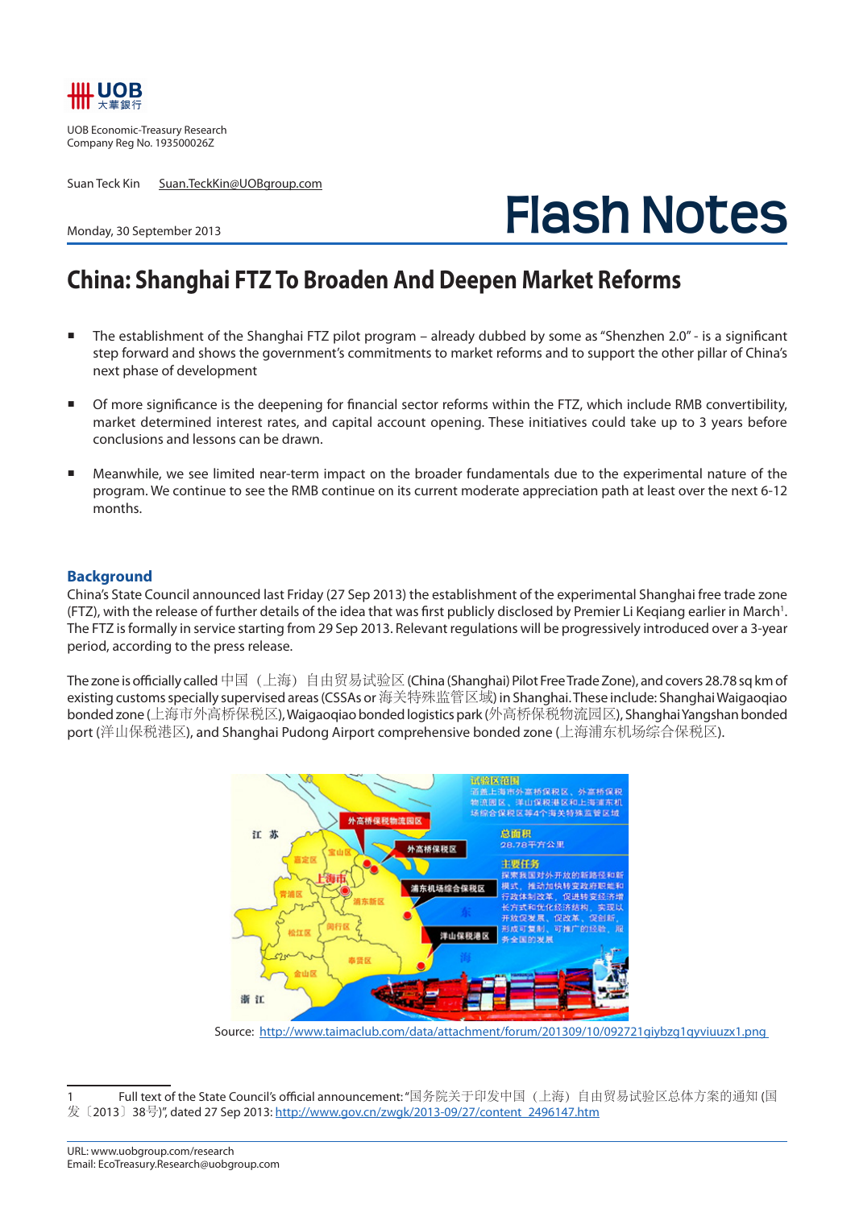UOB Economic-Treasury Research
Company Reg No. 193500026Z

Suan Teck Kin Suan.TeckKin@UOBgroup.com

Monday, 30 September 2013

# Flash Notes

## China: Shanghai FTZ To Broaden And Deepen Market Reforms

- The establishment of the Shanghai FTZ pilot program – already dubbed by some as "Shenzhen 2.0" - is a significant step forward and shows the government's commitments to market reforms and to support the other pillar of China's next phase of development
- Of more significance is the deepening for financial sector reforms within the FTZ, which include RMB convertibility, market determined interest rates, and capital account opening. These initiatives could take up to 3 years before conclusions and lessons can be drawn.
- Meanwhile, we see limited near-term impact on the broader fundamentals due to the experimental nature of the program. We continue to see the RMB continue on its current moderate appreciation path at least over the next 6-12 months.

### Background

China's State Council announced last Friday (27 Sep 2013) the establishment of the experimental Shanghai free trade zone (FTZ), with the release of further details of the idea that was first publicly disclosed by Premier Li Keqiang earlier in March[1]. The FTZ is formally in service starting from 29 Sep 2013. Relevant regulations will be progressively introduced over a 3-year period, according to the press release.

The zone is officially called 中国（上海）自由贸易试验区 (China (Shanghai) Pilot Free Trade Zone), and covers 28.78 sq km of existing customs specially supervised areas (CSSAs or 海关特殊监管区域) in Shanghai. These include: Shanghai Waigaoqiao bonded zone (上海市外高桥保税区), Waigaoqiao bonded logistics park (外高桥保税物流园区), Shanghai Yangshan bonded port (洋山保税港区), and Shanghai Pudong Airport comprehensive bonded zone (上海浦东机场综合保税区).

Source: http://www.taimaclub.com/data/attachment/forum/201309/10/092721giybzg1qyviuuzx1.png

1 Full text of the State Council's official announcement: "国务院关于印发中国（上海）自由贸易试验区总体方案的通知 (国发〔2013〕38号)", dated 27 Sep 2013: http://www.gov.cn/zwgk/2013-09/27/content_2496147.htm

URL: www.uobgroup.com/research
Email: EcoTreasury.Research@uobgroup.com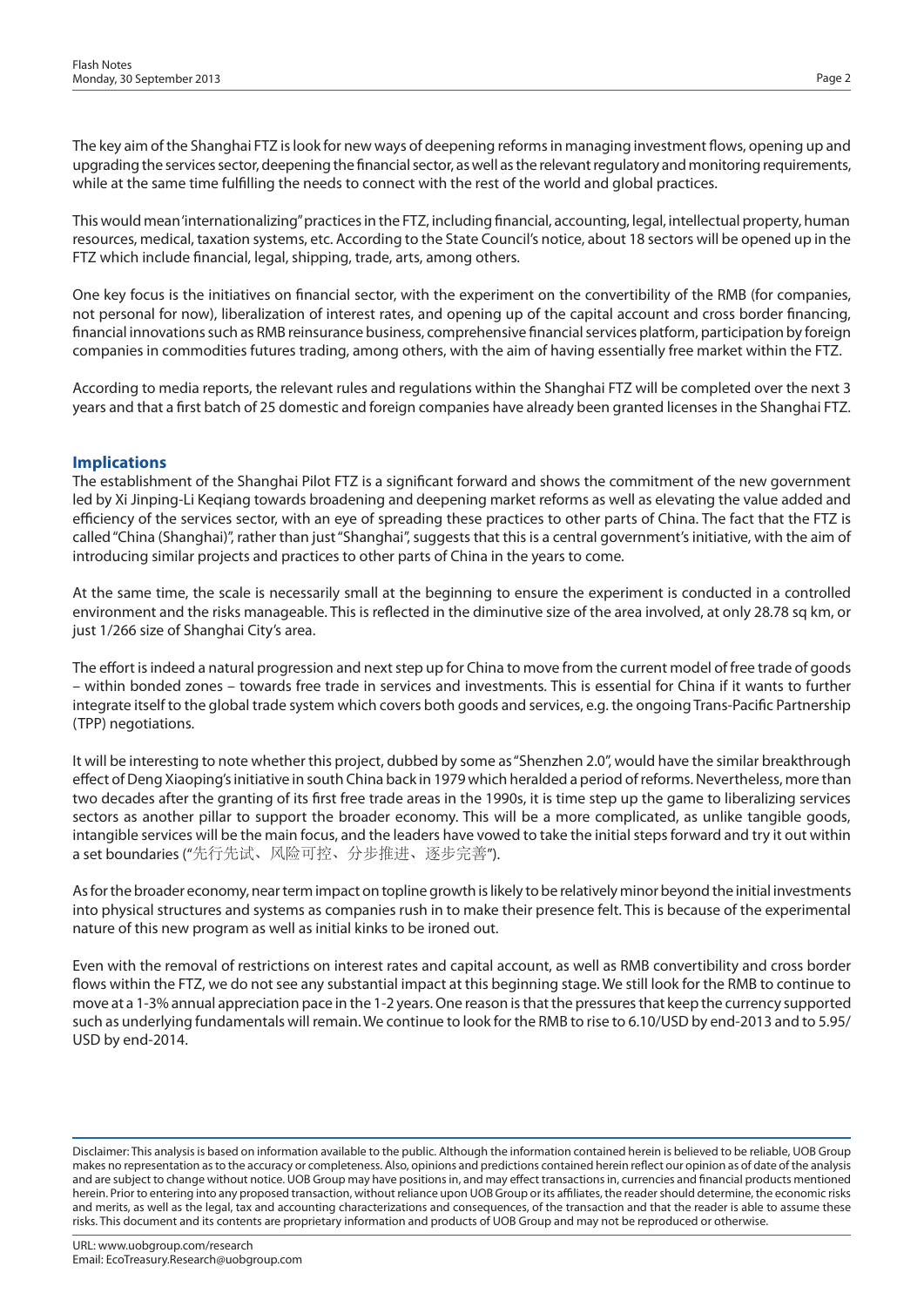The key aim of the Shanghai FTZ is look for new ways of deepening reforms in managing investment flows, opening up and upgrading the services sector, deepening the financial sector, as well as the relevant regulatory and monitoring requirements, while at the same time fulfilling the needs to connect with the rest of the world and global practices.

This would mean 'internationalizing" practices in the FTZ, including financial, accounting, legal, intellectual property, human resources, medical, taxation systems, etc. According to the State Council's notice, about 18 sectors will be opened up in the FTZ which include financial, legal, shipping, trade, arts, among others.

One key focus is the initiatives on financial sector, with the experiment on the convertibility of the RMB (for companies, not personal for now), liberalization of interest rates, and opening up of the capital account and cross border financing, financial innovations such as RMB reinsurance business, comprehensive financial services platform, participation by foreign companies in commodities futures trading, among others, with the aim of having essentially free market within the FTZ.

According to media reports, the relevant rules and regulations within the Shanghai FTZ will be completed over the next 3 years and that a first batch of 25 domestic and foreign companies have already been granted licenses in the Shanghai FTZ.

## Implications

The establishment of the Shanghai Pilot FTZ is a significant forward and shows the commitment of the new government led by Xi Jinping-Li Keqiang towards broadening and deepening market reforms as well as elevating the value added and efficiency of the services sector, with an eye of spreading these practices to other parts of China. The fact that the FTZ is called "China (Shanghai)", rather than just "Shanghai", suggests that this is a central government's initiative, with the aim of introducing similar projects and practices to other parts of China in the years to come.

At the same time, the scale is necessarily small at the beginning to ensure the experiment is conducted in a controlled environment and the risks manageable. This is reflected in the diminutive size of the area involved, at only 28.78 sq km, or just 1/266 size of Shanghai City's area.

The effort is indeed a natural progression and next step up for China to move from the current model of free trade of goods – within bonded zones – towards free trade in services and investments. This is essential for China if it wants to further integrate itself to the global trade system which covers both goods and services, e.g. the ongoing Trans-Pacific Partnership (TPP) negotiations.

It will be interesting to note whether this project, dubbed by some as "Shenzhen 2.0", would have the similar breakthrough effect of Deng Xiaoping's initiative in south China back in 1979 which heralded a period of reforms. Nevertheless, more than two decades after the granting of its first free trade areas in the 1990s, it is time step up the game to liberalizing services sectors as another pillar to support the broader economy. This will be a more complicated, as unlike tangible goods, intangible services will be the main focus, and the leaders have vowed to take the initial steps forward and try it out within a set boundaries ("先行先试、风险可控、分步推进、逐步完善").

As for the broader economy, near term impact on topline growth is likely to be relatively minor beyond the initial investments into physical structures and systems as companies rush in to make their presence felt. This is because of the experimental nature of this new program as well as initial kinks to be ironed out.

Even with the removal of restrictions on interest rates and capital account, as well as RMB convertibility and cross border flows within the FTZ, we do not see any substantial impact at this beginning stage. We still look for the RMB to continue to move at a 1-3% annual appreciation pace in the 1-2 years. One reason is that the pressures that keep the currency supported such as underlying fundamentals will remain. We continue to look for the RMB to rise to 6.10/USD by end-2013 and to 5.95/USD by end-2014.

Disclaimer: This analysis is based on information available to the public. Although the information contained herein is believed to be reliable, UOB Group makes no representation as to the accuracy or completeness. Also, opinions and predictions contained herein reflect our opinion as of date of the analysis and are subject to change without notice. UOB Group may have positions in, and may effect transactions in, currencies and financial products mentioned herein. Prior to entering into any proposed transaction, without reliance upon UOB Group or its affiliates, the reader should determine, the economic risks and merits, as well as the legal, tax and accounting characterizations and consequences, of the transaction and that the reader is able to assume these risks. This document and its contents are proprietary information and products of UOB Group and may not be reproduced or otherwise.

URL: www.uobgroup.com/research
Email: EcoTreasury.Research@uobgroup.com